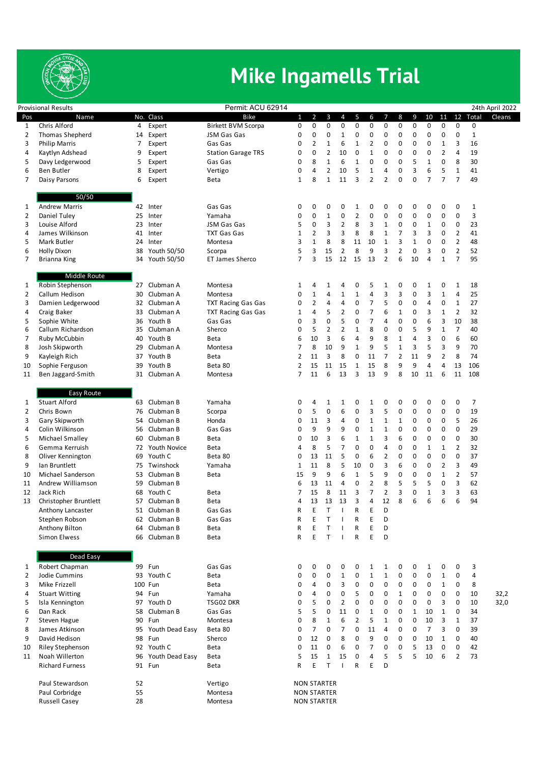# Mike Ingamells Trial

Provisional Results — Permit: ACU 62914 — 24th April 2022

| Pos | Name | No. | Class | Bike | 1 | 2 | 3 | 4 | 5 | 6 | 7 | 8 | 9 | 10 | 11 | 12 | Total | Cleans |
|---|---|---|---|---|---|---|---|---|---|---|---|---|---|---|---|---|---|---|
| 1 | Chris Alford | 4 | Expert | Birkett BVM Scorpa | 0 | 0 | 0 | 0 | 0 | 0 | 0 | 0 | 0 | 0 | 0 | 0 | 0 | |
| 2 | Thomas Shepherd | 14 | Expert | JSM Gas Gas | 0 | 0 | 0 | 1 | 0 | 0 | 0 | 0 | 0 | 0 | 0 | 0 | 1 | |
| 3 | Philip Marris | 7 | Expert | Gas Gas | 0 | 2 | 1 | 6 | 1 | 2 | 0 | 0 | 0 | 0 | 1 | 3 | 16 | |
| 4 | Kaytlyn Adshead | 9 | Expert | Station Garage TRS | 0 | 0 | 2 | 10 | 0 | 1 | 0 | 0 | 0 | 0 | 2 | 4 | 19 | |
| 5 | Davy Ledgerwood | 5 | Expert | Gas Gas | 0 | 8 | 1 | 6 | 1 | 0 | 0 | 0 | 5 | 1 | 0 | 8 | 30 | |
| 6 | Ben Butler | 8 | Expert | Vertigo | 0 | 4 | 2 | 10 | 5 | 1 | 4 | 0 | 3 | 6 | 5 | 1 | 41 | |
| 7 | Daisy Parsons | 6 | Expert | Beta | 1 | 8 | 1 | 11 | 3 | 2 | 2 | 0 | 0 | 7 | 7 | 7 | 49 | |
| | **50/50** | | | | | | | | | | | | | | | | | |
| 1 | Andrew Marris | 42 | Inter | Gas Gas | 0 | 0 | 0 | 0 | 1 | 0 | 0 | 0 | 0 | 0 | 0 | 0 | 1 | |
| 2 | Daniel Tuley | 25 | Inter | Yamaha | 0 | 0 | 1 | 0 | 2 | 0 | 0 | 0 | 0 | 0 | 0 | 0 | 3 | |
| 3 | Louise Alford | 23 | Inter | JSM Gas Gas | 5 | 0 | 3 | 2 | 8 | 3 | 1 | 0 | 0 | 1 | 0 | 0 | 23 | |
| 4 | James Wilkinson | 41 | Inter | TXT Gas Gas | 1 | 2 | 3 | 8 | 8 | 1 | 7 | 3 | 3 | 0 | 2 | | 41 | |
| 5 | Mark Butler | 24 | Inter | Montesa | 3 | 1 | 8 | 8 | 11 | 10 | 1 | 3 | 1 | 0 | 0 | 2 | 48 | |
| 6 | Holly Dixon | 38 | Youth 50/50 | Scorpa | 5 | 3 | 15 | 2 | 8 | 9 | 3 | 2 | 0 | 3 | 0 | 2 | 52 | |
| 7 | Brianna King | 34 | Youth 50/50 | ET James Sherco | 7 | 3 | 15 | 12 | 15 | 13 | 2 | 6 | 10 | 4 | 1 | 7 | 95 | |
| | **Middle Route** | | | | | | | | | | | | | | | | | |
| 1 | Robin Stephenson | 27 | Clubman A | Montesa | 1 | 4 | 1 | 4 | 0 | 5 | 1 | 0 | 0 | 1 | 0 | 1 | 18 | |
| 2 | Callum Hedison | 30 | Clubman A | Montesa | 0 | 1 | 4 | 1 | 1 | 4 | 3 | 3 | 0 | 3 | 1 | 4 | 25 | |
| 3 | Damien Ledgerwood | 32 | Clubman A | TXT Racing Gas Gas | 0 | 2 | 4 | 4 | 0 | 7 | 5 | 0 | 0 | 4 | 0 | 1 | 27 | |
| 4 | Craig Baker | 33 | Clubman A | TXT Racing Gas Gas | 1 | 4 | 5 | 2 | 0 | 7 | 6 | 1 | 0 | 3 | 1 | 2 | 32 | |
| 5 | Sophie White | 36 | Youth B | Gas Gas | 0 | 3 | 0 | 5 | 0 | 7 | 4 | 0 | 0 | 6 | 3 | 10 | 38 | |
| 6 | Callum Richardson | 35 | Clubman A | Sherco | 0 | 5 | 2 | 2 | 1 | 8 | 0 | 0 | 5 | 9 | 1 | 7 | 40 | |
| 7 | Ruby McCubbin | 40 | Youth B | Beta | 6 | 10 | 3 | 6 | 4 | 9 | 8 | 1 | 4 | 3 | 0 | 6 | 60 | |
| 8 | Josh Skipworth | 29 | Clubman A | Montesa | 7 | 8 | 10 | 9 | 1 | 9 | 5 | 1 | 3 | 5 | 3 | 9 | 70 | |
| 9 | Kayleigh Rich | 37 | Youth B | Beta | 2 | 11 | 3 | 8 | 0 | 11 | 7 | 2 | 11 | 9 | 2 | 8 | 74 | |
| 10 | Sophie Ferguson | 39 | Youth B | Beta 80 | 2 | 15 | 11 | 15 | 1 | 15 | 8 | 9 | 9 | 4 | 4 | 13 | 106 | |
| 11 | Ben Jaggard-Smith | 31 | Clubman A | Montesa | 7 | 11 | 6 | 13 | 3 | 13 | 9 | 8 | 10 | 11 | 6 | 11 | 108 | |
| | **Easy Route** | | | | | | | | | | | | | | | | | |
| 1 | Stuart Alford | 63 | Clubman B | Yamaha | 0 | 4 | 1 | 1 | 0 | 1 | 0 | 0 | 0 | 0 | 0 | 0 | 7 | |
| 2 | Chris Bown | 76 | Clubman B | Scorpa | 0 | 5 | 0 | 6 | 0 | 3 | 5 | 0 | 0 | 0 | 0 | 0 | 19 | |
| 3 | Gary Skipworth | 54 | Clubman B | Honda | 0 | 11 | 3 | 4 | 0 | 1 | 1 | 1 | 0 | 0 | 0 | 5 | 26 | |
| 4 | Colin Wilkinson | 56 | Clubman B | Gas Gas | 0 | 9 | 9 | 9 | 0 | 1 | 1 | 0 | 0 | 0 | 0 | 0 | 29 | |
| 5 | Michael Smalley | 60 | Clubman B | Beta | 0 | 10 | 3 | 6 | 1 | 1 | 3 | 6 | 0 | 0 | 0 | 0 | 30 | |
| 6 | Gemma Kerruish | 72 | Youth Novice | Beta | 4 | 8 | 5 | 7 | 0 | 0 | 4 | 0 | 0 | 1 | 1 | 2 | 32 | |
| 8 | Oliver Kennington | 69 | Youth C | Beta 80 | 0 | 13 | 11 | 5 | 0 | 6 | 2 | 0 | 0 | 0 | 0 | 0 | 37 | |
| 9 | Ian Bruntlett | 75 | Twinshock | Yamaha | 1 | 11 | 8 | 5 | 10 | 0 | 3 | 6 | 0 | 0 | 2 | 3 | 49 | |
| 10 | Michael Sanderson | 53 | Clubman B | Beta | 15 | 9 | 9 | 6 | 1 | 5 | 9 | 0 | 0 | 0 | 1 | 2 | 57 | |
| 11 | Andrew Williamson | 59 | Clubman B | | 6 | 13 | 11 | 4 | 0 | 2 | 8 | 5 | 5 | 5 | 0 | 3 | 62 | |
| 12 | Jack Rich | 68 | Youth C | Beta | 7 | 15 | 8 | 11 | 3 | 7 | 2 | 3 | 0 | 1 | 3 | 3 | 63 | |
| 13 | Christopher Bruntlett | 57 | Clubman B | Beta | 4 | 13 | 13 | 13 | 3 | 4 | 12 | 8 | 6 | 6 | 6 | 6 | 94 | |
| | Anthony Lancaster | 51 | Clubman B | Gas Gas | R | E | T | I | R | E | D | | | | | | | |
| | Stephen Robson | 62 | Clubman B | Gas Gas | R | E | T | I | R | E | D | | | | | | | |
| | Anthony Bilton | 64 | Clubman B | Beta | R | E | T | I | R | E | D | | | | | | | |
| | Simon Elwess | 66 | Clubman B | Beta | R | E | T | I | R | E | D | | | | | | | |
| | **Dead Easy** | | | | | | | | | | | | | | | | | |
| 1 | Robert Chapman | 99 | Fun | Gas Gas | 0 | 0 | 0 | 0 | 0 | 1 | 1 | 0 | 0 | 1 | 0 | 0 | 3 | |
| 2 | Jodie Cummins | 93 | Youth C | Beta | 0 | 0 | 0 | 1 | 0 | 1 | 1 | 0 | 0 | 0 | 1 | 0 | 4 | |
| 3 | Mike Frizzell | 100 | Fun | Beta | 0 | 4 | 0 | 3 | 0 | 0 | 0 | 0 | 0 | 0 | 1 | 0 | 8 | |
| 4 | Stuart Witting | 94 | Fun | Yamaha | 0 | 4 | 0 | 0 | 5 | 0 | 0 | 1 | 0 | 0 | 0 | 0 | 10 | 32,2 |
| 5 | Isla Kennington | 97 | Youth D | TSG02 DKR | 0 | 5 | 0 | 2 | 0 | 0 | 0 | 0 | 0 | 0 | 3 | 0 | 10 | 32,0 |
| 6 | Dan Rack | 58 | Clubman B | Gas Gas | 5 | 5 | 0 | 11 | 0 | 1 | 0 | 0 | 1 | 10 | 1 | 0 | 34 | |
| 7 | Steven Hague | 90 | Fun | Montesa | 0 | 8 | 1 | 6 | 2 | 5 | 1 | 0 | 0 | 10 | 3 | 1 | 37 | |
| 8 | James Atkinson | 95 | Youth Dead Easy | Beta 80 | 0 | 7 | 0 | 7 | 0 | 11 | 4 | 0 | 0 | 7 | 3 | 0 | 39 | |
| 9 | David Hedison | 98 | Fun | Sherco | 0 | 12 | 0 | 8 | 0 | 9 | 0 | 0 | 0 | 10 | 1 | 0 | 40 | |
| 10 | Riley Stephenson | 92 | Youth C | Beta | 0 | 11 | 0 | 6 | 0 | 7 | 0 | 0 | 5 | 13 | 0 | 0 | 42 | |
| 11 | Noah Willerton | 96 | Youth Dead Easy | Beta | 5 | 15 | 1 | 15 | 0 | 4 | 5 | 5 | 5 | 10 | 6 | 2 | 73 | |
| | Richard Furness | 91 | Fun | Beta | R | E | T | I | R | E | D | | | | | | | |
| | Paul Stewardson | 52 | | Vertigo | NON STARTER | | | | | | | | | | | | | |
| | Paul Corbridge | 55 | | Montesa | NON STARTER | | | | | | | | | | | | | |
| | Russell Casey | 28 | | Montesa | NON STARTER | | | | | | | | | | | | | |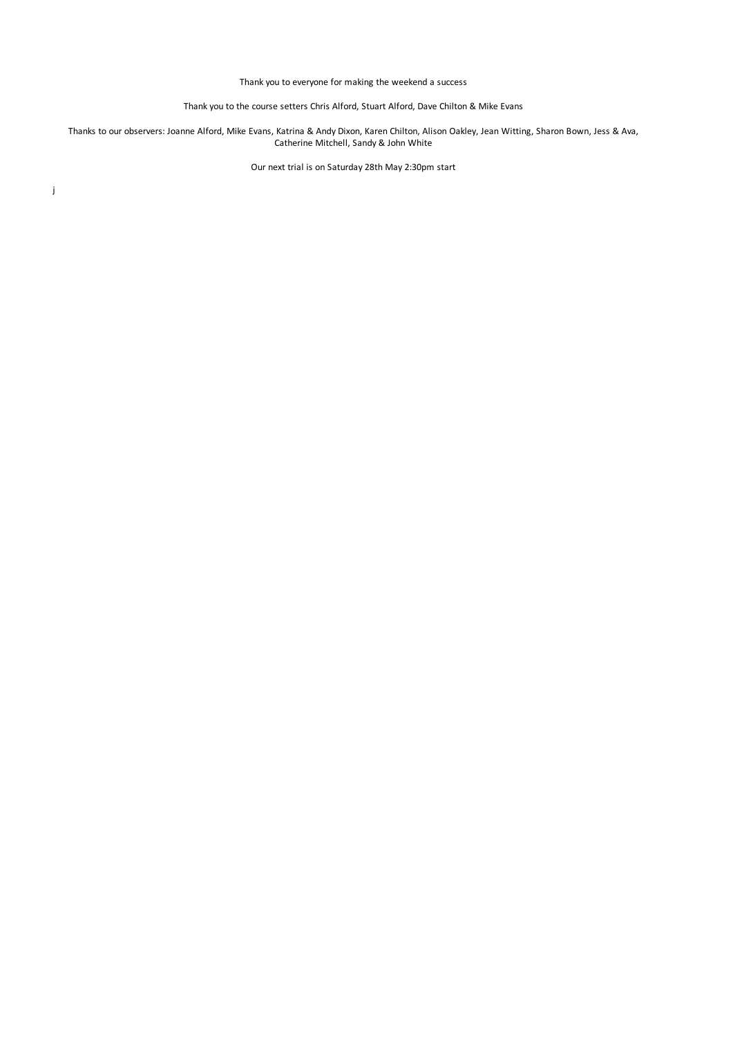Thank you to everyone for making the weekend a success

Thank you to the course setters Chris Alford, Stuart Alford, Dave Chilton & Mike Evans

Thanks to our observers: Joanne Alford, Mike Evans, Katrina & Andy Dixon, Karen Chilton, Alison Oakley, Jean Witting, Sharon Bown, Jess & Ava, Catherine Mitchell, Sandy & John White

Our next trial is on Saturday 28th May 2:30pm start

j